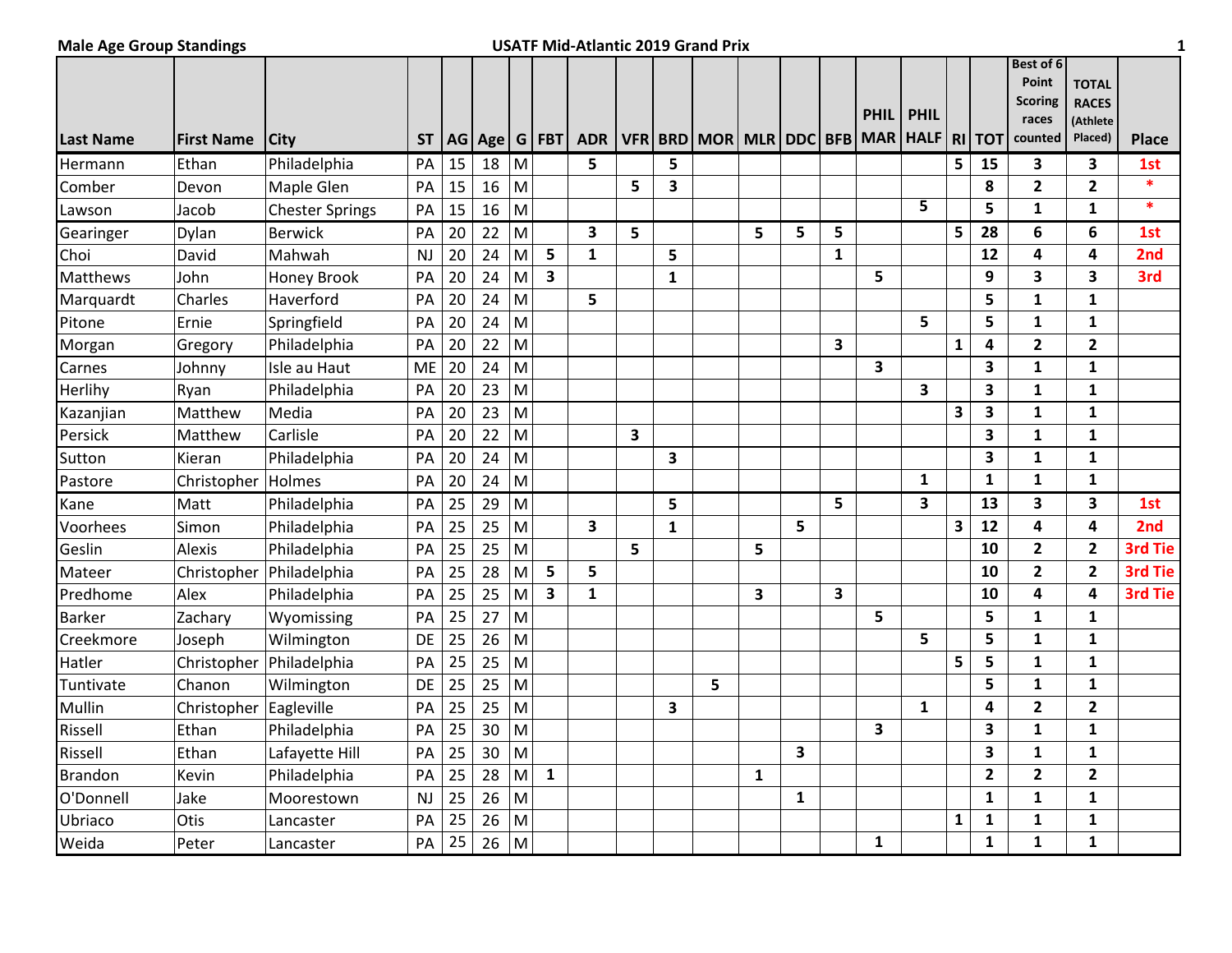**Male Age Group Standings**

**USATF Mid-Atlantic 2019 Grand Prix**

| Last Name | First Name | City | ST | AG | Age | G | FBT | ADR | VFR | BRD | MOR | MLR | DDC | BFB | PHIL MAR | PHIL HALF | RI | TOT | Best of 6 Point Scoring races counted | TOTAL RACES (Athlete Placed) | Place |
|---|---|---|---|---|---|---|---|---|---|---|---|---|---|---|---|---|---|---|---|---|---|
| Hermann | Ethan | Philadelphia | PA | 15 | 18 | M | | 5 | | 5 | | | | | | | 5 | 15 | 3 | 3 | 1st |
| Comber | Devon | Maple Glen | PA | 15 | 16 | M | | | 5 | 3 | | | | | | | | 8 | 2 | 2 | * |
| Lawson | Jacob | Chester Springs | PA | 15 | 16 | M | | | | | | | | | | 5 | | 5 | 1 | 1 | * |
| Gearinger | Dylan | Berwick | PA | 20 | 22 | M | | 3 | 5 | | | 5 | 5 | 5 | | | 5 | 28 | 6 | 6 | 1st |
| Choi | David | Mahwah | NJ | 20 | 24 | M | 5 | 1 | | 5 | | | | 1 | | | | 12 | 4 | 4 | 2nd |
| Matthews | John | Honey Brook | PA | 20 | 24 | M | 3 | | | 1 | | | | | 5 | | | 9 | 3 | 3 | 3rd |
| Marquardt | Charles | Haverford | PA | 20 | 24 | M | | 5 | | | | | | | | | | 5 | 1 | 1 | |
| Pitone | Ernie | Springfield | PA | 20 | 24 | M | | | | | | | | | | 5 | | 5 | 1 | 1 | |
| Morgan | Gregory | Philadelphia | PA | 20 | 22 | M | | | | | | | | 3 | | | 1 | 4 | 2 | 2 | |
| Carnes | Johnny | Isle au Haut | ME | 20 | 24 | M | | | | | | | | | 3 | | | 3 | 1 | 1 | |
| Herlihy | Ryan | Philadelphia | PA | 20 | 23 | M | | | | | | | | | | 3 | | 3 | 1 | 1 | |
| Kazanjian | Matthew | Media | PA | 20 | 23 | M | | | | | | | | | | | 3 | 3 | 1 | 1 | |
| Persick | Matthew | Carlisle | PA | 20 | 22 | M | | | 3 | | | | | | | | | 3 | 1 | 1 | |
| Sutton | Kieran | Philadelphia | PA | 20 | 24 | M | | | | 3 | | | | | | | | 3 | 1 | 1 | |
| Pastore | Christopher | Holmes | PA | 20 | 24 | M | | | | | | | | | | 1 | | 1 | 1 | 1 | |
| Kane | Matt | Philadelphia | PA | 25 | 29 | M | | | | 5 | | | | 5 | | 3 | | 13 | 3 | 3 | 1st |
| Voorhees | Simon | Philadelphia | PA | 25 | 25 | M | | 3 | | 1 | | | 5 | | | | 3 | 12 | 4 | 4 | 2nd |
| Geslin | Alexis | Philadelphia | PA | 25 | 25 | M | | | 5 | | | 5 | | | | | | 10 | 2 | 2 | 3rd Tie |
| Mateer | Christopher | Philadelphia | PA | 25 | 28 | M | 5 | 5 | | | | | | | | | | 10 | 2 | 2 | 3rd Tie |
| Predhome | Alex | Philadelphia | PA | 25 | 25 | M | 3 | 1 | | | | 3 | | 3 | | | | 10 | 4 | 4 | 3rd Tie |
| Barker | Zachary | Wyomissing | PA | 25 | 27 | M | | | | | | | | | 5 | | | 5 | 1 | 1 | |
| Creekmore | Joseph | Wilmington | DE | 25 | 26 | M | | | | | | | | | | 5 | | 5 | 1 | 1 | |
| Hatler | Christopher | Philadelphia | PA | 25 | 25 | M | | | | | | | | | | | 5 | 5 | 1 | 1 | |
| Tuntivate | Chanon | Wilmington | DE | 25 | 25 | M | | | | | 5 | | | | | | | 5 | 1 | 1 | |
| Mullin | Christopher | Eagleville | PA | 25 | 25 | M | | | | 3 | | | | | | 1 | | 4 | 2 | 2 | |
| Rissell | Ethan | Philadelphia | PA | 25 | 30 | M | | | | | | | | | 3 | | | 3 | 1 | 1 | |
| Rissell | Ethan | Lafayette Hill | PA | 25 | 30 | M | | | | | | | 3 | | | | | 3 | 1 | 1 | |
| Brandon | Kevin | Philadelphia | PA | 25 | 28 | M | 1 | | | | | 1 | | | | | | 2 | 2 | 2 | |
| O'Donnell | Jake | Moorestown | NJ | 25 | 26 | M | | | | | | | 1 | | | | | 1 | 1 | 1 | |
| Ubriaco | Otis | Lancaster | PA | 25 | 26 | M | | | | | | | | | | | 1 | 1 | 1 | 1 | |
| Weida | Peter | Lancaster | PA | 25 | 26 | M | | | | | | | | | 1 | | | 1 | 1 | 1 | |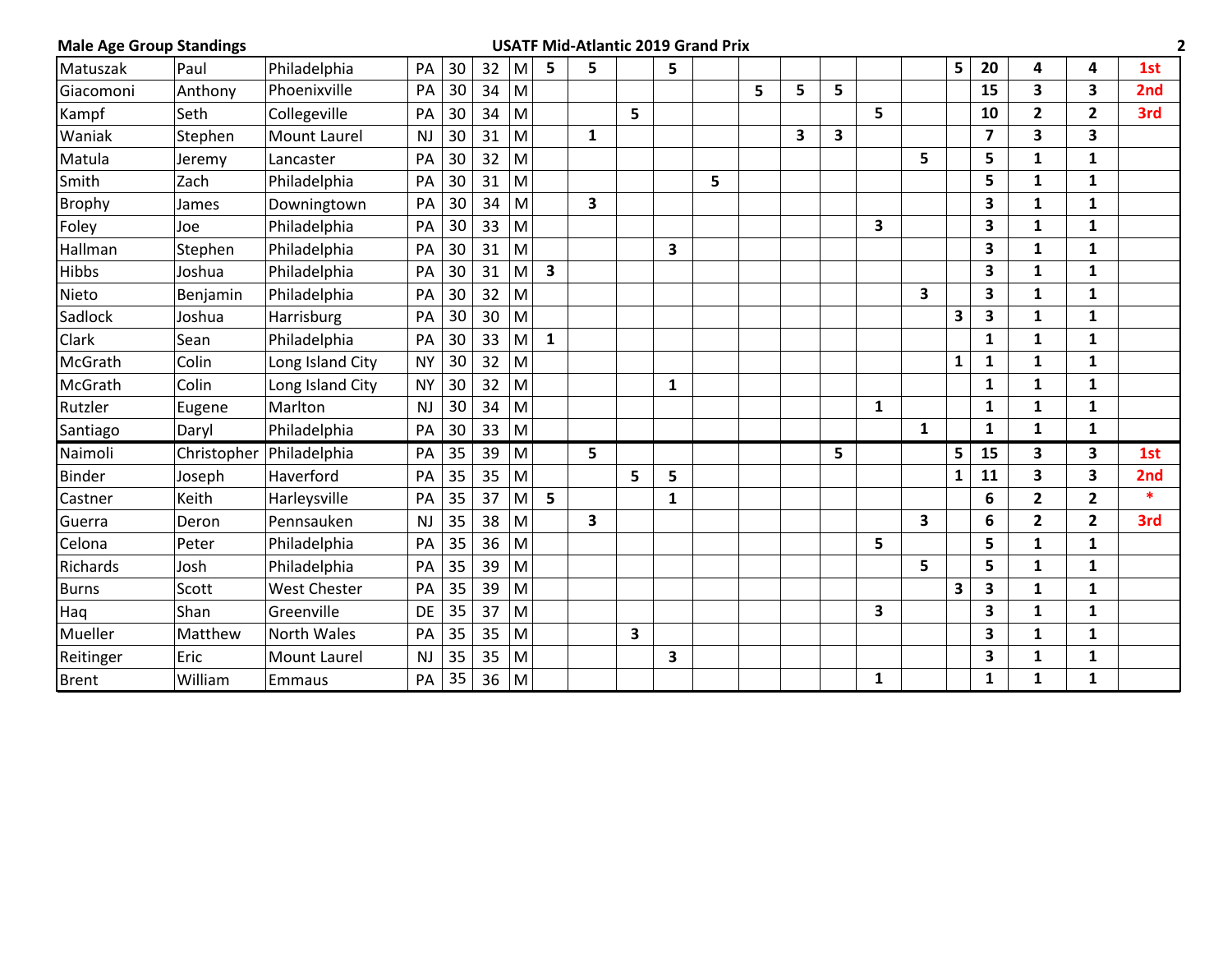**Male Age Group Standings** — **USATF Mid-Atlantic 2019 Grand Prix**

| | | | | | | | | | | | | | | | | | | | | | |
|---|---|---|---|---|---|---|---|---|---|---|---|---|---|---|---|---|---|---|---|---|---|
| Matuszak | Paul | Philadelphia | PA | 30 | 32 | M | **5** | **5** | | **5** | | | | | | | **5** | **20** | **4** | **4** | **1st** |
| Giacomoni | Anthony | Phoenixville | PA | 30 | 34 | M | | | | | | **5** | **5** | **5** | | | | **15** | **3** | **3** | **2nd** |
| Kampf | Seth | Collegeville | PA | 30 | 34 | M | | | **5** | | | | | | **5** | | | **10** | **2** | **2** | **3rd** |
| Waniak | Stephen | Mount Laurel | NJ | 30 | 31 | M | | **1** | | | | | **3** | **3** | | | | **7** | **3** | **3** | |
| Matula | Jeremy | Lancaster | PA | 30 | 32 | M | | | | | | | | | | **5** | | **5** | **1** | **1** | |
| Smith | Zach | Philadelphia | PA | 30 | 31 | M | | | | | **5** | | | | | | | **5** | **1** | **1** | |
| Brophy | James | Downingtown | PA | 30 | 34 | M | | **3** | | | | | | | | | | **3** | **1** | **1** | |
| Foley | Joe | Philadelphia | PA | 30 | 33 | M | | | | | | | | | **3** | | | **3** | **1** | **1** | |
| Hallman | Stephen | Philadelphia | PA | 30 | 31 | M | | | | **3** | | | | | | | | **3** | **1** | **1** | |
| Hibbs | Joshua | Philadelphia | PA | 30 | 31 | M | **3** | | | | | | | | | | | **3** | **1** | **1** | |
| Nieto | Benjamin | Philadelphia | PA | 30 | 32 | M | | | | | | | | | | **3** | | **3** | **1** | **1** | |
| Sadlock | Joshua | Harrisburg | PA | 30 | 30 | M | | | | | | | | | | | **3** | **3** | **1** | **1** | |
| Clark | Sean | Philadelphia | PA | 30 | 33 | M | **1** | | | | | | | | | | | **1** | **1** | **1** | |
| McGrath | Colin | Long Island City | NY | 30 | 32 | M | | | | | | | | | | | **1** | **1** | **1** | **1** | |
| McGrath | Colin | Long Island City | NY | 30 | 32 | M | | | | **1** | | | | | | | | **1** | **1** | **1** | |
| Rutzler | Eugene | Marlton | NJ | 30 | 34 | M | | | | | | | | | **1** | | | **1** | **1** | **1** | |
| Santiago | Daryl | Philadelphia | PA | 30 | 33 | M | | | | | | | | | | **1** | | **1** | **1** | **1** | |
| Naimoli | Christopher | Philadelphia | PA | 35 | 39 | M | | **5** | | | | | | **5** | | | **5** | **15** | **3** | **3** | **1st** |
| Binder | Joseph | Haverford | PA | 35 | 35 | M | | | **5** | **5** | | | | | | | **1** | **11** | **3** | **3** | **2nd** |
| Castner | Keith | Harleysville | PA | 35 | 37 | M | **5** | | | **1** | | | | | | | | **6** | **2** | **2** | * |
| Guerra | Deron | Pennsauken | NJ | 35 | 38 | M | | **3** | | | | | | | | **3** | | **6** | **2** | **2** | **3rd** |
| Celona | Peter | Philadelphia | PA | 35 | 36 | M | | | | | | | | | **5** | | | **5** | **1** | **1** | |
| Richards | Josh | Philadelphia | PA | 35 | 39 | M | | | | | | | | | | **5** | | **5** | **1** | **1** | |
| Burns | Scott | West Chester | PA | 35 | 39 | M | | | | | | | | | | | **3** | **3** | **1** | **1** | |
| Haq | Shan | Greenville | DE | 35 | 37 | M | | | | | | | | | **3** | | | **3** | **1** | **1** | |
| Mueller | Matthew | North Wales | PA | 35 | 35 | M | | | **3** | | | | | | | | | **3** | **1** | **1** | |
| Reitinger | Eric | Mount Laurel | NJ | 35 | 35 | M | | | | **3** | | | | | | | | **3** | **1** | **1** | |
| Brent | William | Emmaus | PA | 35 | 36 | M | | | | | | | | | **1** | | | **1** | **1** | **1** | |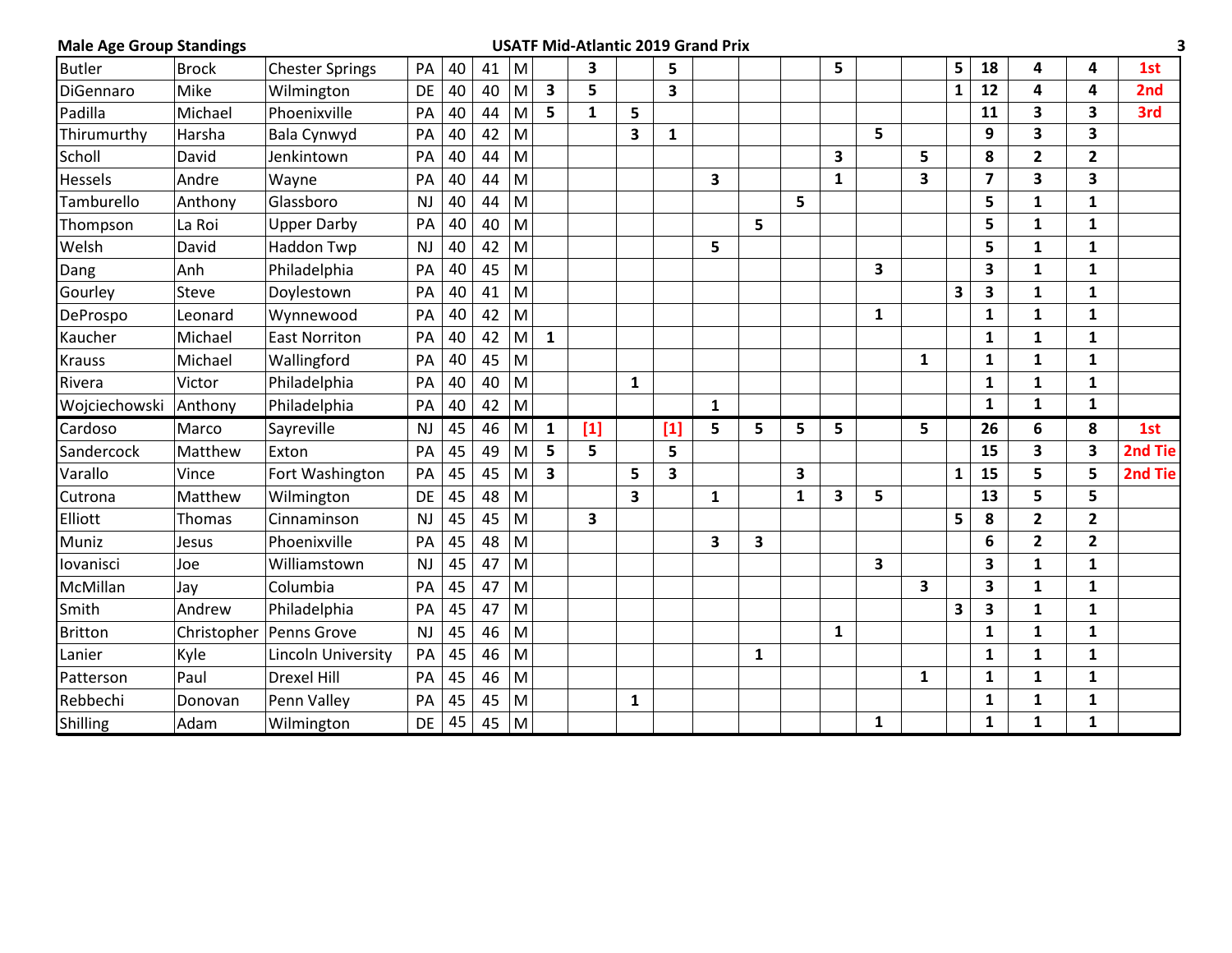**Male Age Group Standings** — **USATF Mid-Atlantic 2019 Grand Prix**

| | | | | | | | | | | | | | | | | | | | | | |
|---|---|---|---|---|---|---|---|---|---|---|---|---|---|---|---|---|---|---|---|---|---|
| Butler | Brock | Chester Springs | PA | 40 | 41 | M | | 3 | | 5 | | | | 5 | | | 5 | 18 | 4 | 4 | 1st |
| DiGennaro | Mike | Wilmington | DE | 40 | 40 | M | 3 | 5 | | 3 | | | | | | | 1 | 12 | 4 | 4 | 2nd |
| Padilla | Michael | Phoenixville | PA | 40 | 44 | M | 5 | 1 | 5 | | | | | | | | | 11 | 3 | 3 | 3rd |
| Thirumurthy | Harsha | Bala Cynwyd | PA | 40 | 42 | M | | | 3 | 1 | | | | | 5 | | | 9 | 3 | 3 | |
| Scholl | David | Jenkintown | PA | 40 | 44 | M | | | | | | | | 3 | | 5 | | 8 | 2 | 2 | |
| Hessels | Andre | Wayne | PA | 40 | 44 | M | | | | | 3 | | | 1 | | 3 | | 7 | 3 | 3 | |
| Tamburello | Anthony | Glassboro | NJ | 40 | 44 | M | | | | | | | 5 | | | | | 5 | 1 | 1 | |
| Thompson | La Roi | Upper Darby | PA | 40 | 40 | M | | | | | | 5 | | | | | | 5 | 1 | 1 | |
| Welsh | David | Haddon Twp | NJ | 40 | 42 | M | | | | | 5 | | | | | | | 5 | 1 | 1 | |
| Dang | Anh | Philadelphia | PA | 40 | 45 | M | | | | | | | | | 3 | | | 3 | 1 | 1 | |
| Gourley | Steve | Doylestown | PA | 40 | 41 | M | | | | | | | | | | | 3 | 3 | 1 | 1 | |
| DeProspo | Leonard | Wynnewood | PA | 40 | 42 | M | | | | | | | | | 1 | | | 1 | 1 | 1 | |
| Kaucher | Michael | East Norriton | PA | 40 | 42 | M | 1 | | | | | | | | | | | 1 | 1 | 1 | |
| Krauss | Michael | Wallingford | PA | 40 | 45 | M | | | | | | | | | | 1 | | 1 | 1 | 1 | |
| Rivera | Victor | Philadelphia | PA | 40 | 40 | M | | | 1 | | | | | | | | | 1 | 1 | 1 | |
| Wojciechowski | Anthony | Philadelphia | PA | 40 | 42 | M | | | | | 1 | | | | | | | 1 | 1 | 1 | |
| Cardoso | Marco | Sayreville | NJ | 45 | 46 | M | 1 | [1] | | [1] | 5 | 5 | 5 | 5 | | 5 | | 26 | 6 | 8 | 1st |
| Sandercock | Matthew | Exton | PA | 45 | 49 | M | 5 | 5 | | 5 | | | | | | | | 15 | 3 | 3 | 2nd Tie |
| Varallo | Vince | Fort Washington | PA | 45 | 45 | M | 3 | | 5 | 3 | | | 3 | | | | 1 | 15 | 5 | 5 | 2nd Tie |
| Cutrona | Matthew | Wilmington | DE | 45 | 48 | M | | | 3 | | 1 | | 1 | 3 | 5 | | | 13 | 5 | 5 | |
| Elliott | Thomas | Cinnaminson | NJ | 45 | 45 | M | | 3 | | | | | | | | | 5 | 8 | 2 | 2 | |
| Muniz | Jesus | Phoenixville | PA | 45 | 48 | M | | | | | 3 | 3 | | | | | | 6 | 2 | 2 | |
| Iovanisci | Joe | Williamstown | NJ | 45 | 47 | M | | | | | | | | | 3 | | | 3 | 1 | 1 | |
| McMillan | Jay | Columbia | PA | 45 | 47 | M | | | | | | | | | | 3 | | 3 | 1 | 1 | |
| Smith | Andrew | Philadelphia | PA | 45 | 47 | M | | | | | | | | | | | 3 | 3 | 1 | 1 | |
| Britton | Christopher | Penns Grove | NJ | 45 | 46 | M | | | | | | | | 1 | | | | 1 | 1 | 1 | |
| Lanier | Kyle | Lincoln University | PA | 45 | 46 | M | | | | | | 1 | | | | | | 1 | 1 | 1 | |
| Patterson | Paul | Drexel Hill | PA | 45 | 46 | M | | | | | | | | | | 1 | | 1 | 1 | 1 | |
| Rebbechi | Donovan | Penn Valley | PA | 45 | 45 | M | | | 1 | | | | | | | | | 1 | 1 | 1 | |
| Shilling | Adam | Wilmington | DE | 45 | 45 | M | | | | | | | | | 1 | | | 1 | 1 | 1 | |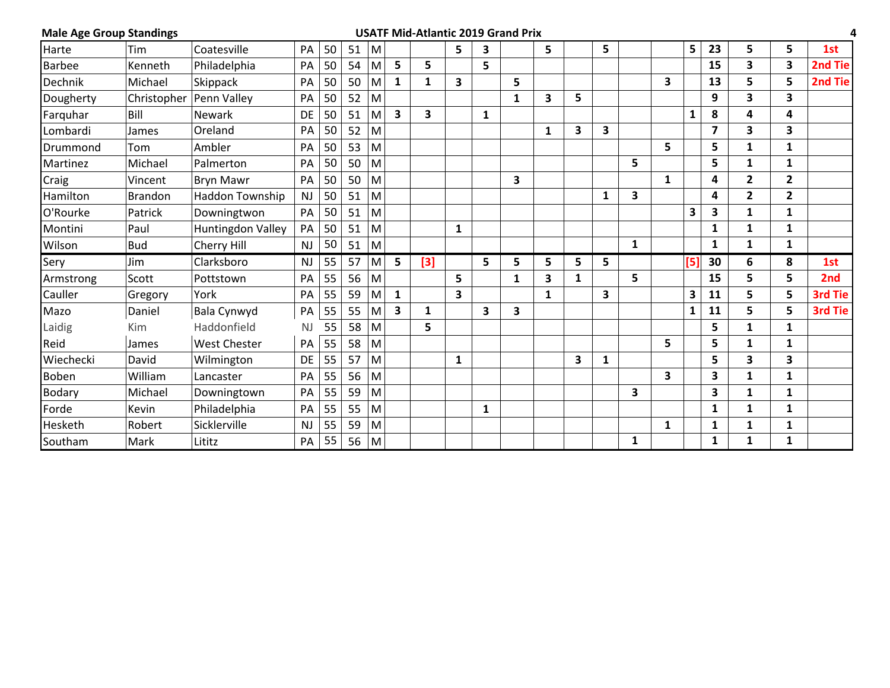**Male Age Group Standings** **USATF Mid-Atlantic 2019 Grand Prix**

| | | | | | | | | | | | | | | | | | | | | | |
|---|---|---|---|---|---|---|---|---|---|---|---|---|---|---|---|---|---|---|---|---|---|
| Harte | Tim | Coatesville | PA | 50 | 51 | M | | | 5 | 3 | | 5 | | 5 | | | 5 | 23 | 5 | 5 | 1st |
| Barbee | Kenneth | Philadelphia | PA | 50 | 54 | M | 5 | 5 | | 5 | | | | | | | | 15 | 3 | 3 | 2nd Tie |
| Dechnik | Michael | Skippack | PA | 50 | 50 | M | 1 | 1 | 3 | | 5 | | | | | 3 | | 13 | 5 | 5 | 2nd Tie |
| Dougherty | Christopher | Penn Valley | PA | 50 | 52 | M | | | | | 1 | 3 | 5 | | | | | 9 | 3 | 3 | |
| Farquhar | Bill | Newark | DE | 50 | 51 | M | 3 | 3 | | 1 | | | | | | | 1 | 8 | 4 | 4 | |
| Lombardi | James | Oreland | PA | 50 | 52 | M | | | | | | 1 | 3 | 3 | | | | 7 | 3 | 3 | |
| Drummond | Tom | Ambler | PA | 50 | 53 | M | | | | | | | | | | 5 | | 5 | 1 | 1 | |
| Martinez | Michael | Palmerton | PA | 50 | 50 | M | | | | | | | | | 5 | | | 5 | 1 | 1 | |
| Craig | Vincent | Bryn Mawr | PA | 50 | 50 | M | | | | | 3 | | | | | 1 | | 4 | 2 | 2 | |
| Hamilton | Brandon | Haddon Township | NJ | 50 | 51 | M | | | | | | | | 1 | 3 | | | 4 | 2 | 2 | |
| O'Rourke | Patrick | Downingtwon | PA | 50 | 51 | M | | | | | | | | | | | 3 | 3 | 1 | 1 | |
| Montini | Paul | Huntingdon Valley | PA | 50 | 51 | M | | | 1 | | | | | | | | | 1 | 1 | 1 | |
| Wilson | Bud | Cherry Hill | NJ | 50 | 51 | M | | | | | | | | | 1 | | | 1 | 1 | 1 | |
| Sery | Jim | Clarksboro | NJ | 55 | 57 | M | 5 | [3] | | 5 | 5 | 5 | 5 | 5 | | | [5] | 30 | 6 | 8 | 1st |
| Armstrong | Scott | Pottstown | PA | 55 | 56 | M | | | 5 | | 1 | 3 | 1 | | 5 | | | 15 | 5 | 5 | 2nd |
| Cauller | Gregory | York | PA | 55 | 59 | M | 1 | | 3 | | | 1 | | 3 | | | 3 | 11 | 5 | 5 | 3rd Tie |
| Mazo | Daniel | Bala Cynwyd | PA | 55 | 55 | M | 3 | 1 | | 3 | 3 | | | | | | 1 | 11 | 5 | 5 | 3rd Tie |
| Laidig | Kim | Haddonfield | NJ | 55 | 58 | M | | 5 | | | | | | | | | | 5 | 1 | 1 | |
| Reid | James | West Chester | PA | 55 | 58 | M | | | | | | | | | | 5 | | 5 | 1 | 1 | |
| Wiechecki | David | Wilmington | DE | 55 | 57 | M | | | 1 | | | | 3 | 1 | | | | 5 | 3 | 3 | |
| Boben | William | Lancaster | PA | 55 | 56 | M | | | | | | | | | | 3 | | 3 | 1 | 1 | |
| Bodary | Michael | Downingtown | PA | 55 | 59 | M | | | | | | | | | 3 | | | 3 | 1 | 1 | |
| Forde | Kevin | Philadelphia | PA | 55 | 55 | M | | | | 1 | | | | | | | | 1 | 1 | 1 | |
| Hesketh | Robert | Sicklerville | NJ | 55 | 59 | M | | | | | | | | | | 1 | | 1 | 1 | 1 | |
| Southam | Mark | Lititz | PA | 55 | 56 | M | | | | | | | | | 1 | | | 1 | 1 | 1 | |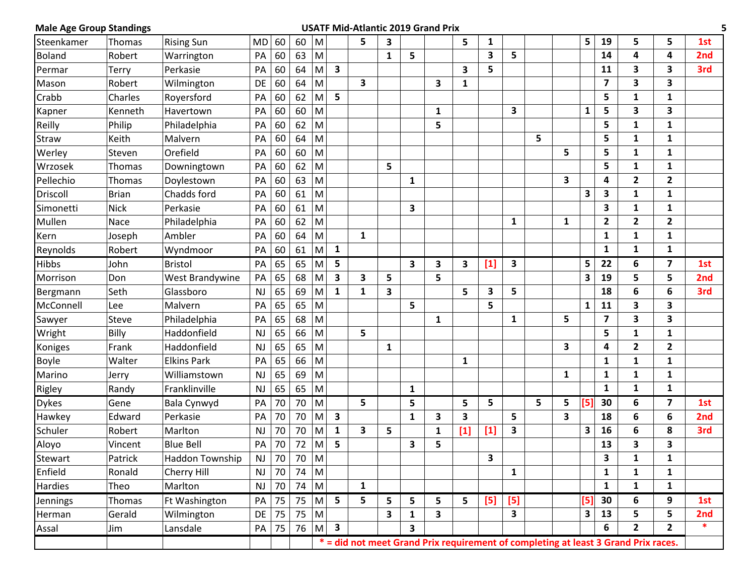**Male Age Group Standings** | **USATF Mid-Atlantic 2019 Grand Prix**

| | | | | | | | | | | | | | | | | | | | | | |
|---|---|---|---|---|---|---|---|---|---|---|---|---|---|---|---|---|---|---|---|---|---|
| Steenkamer | Thomas | Rising Sun | MD | 60 | 60 | M | | 5 | 3 | | | 5 | 1 | | | | 5 | 19 | 5 | 5 | 1st |
| Boland | Robert | Warrington | PA | 60 | 63 | M | | | 1 | 5 | | | 3 | 5 | | | | 14 | 4 | 4 | 2nd |
| Permar | Terry | Perkasie | PA | 60 | 64 | M | 3 | | | | | 3 | 5 | | | | | 11 | 3 | 3 | 3rd |
| Mason | Robert | Wilmington | DE | 60 | 64 | M | | 3 | | | 3 | 1 | | | | | | 7 | 3 | 3 | |
| Crabb | Charles | Royersford | PA | 60 | 62 | M | 5 | | | | | | | | | | | 5 | 1 | 1 | |
| Kapner | Kenneth | Havertown | PA | 60 | 60 | M | | | | | 1 | | | 3 | | | 1 | 5 | 3 | 3 | |
| Reilly | Philip | Philadelphia | PA | 60 | 62 | M | | | | | 5 | | | | | | | 5 | 1 | 1 | |
| Straw | Keith | Malvern | PA | 60 | 64 | M | | | | | | | | | 5 | | | 5 | 1 | 1 | |
| Werley | Steven | Orefield | PA | 60 | 60 | M | | | | | | | | | | 5 | | 5 | 1 | 1 | |
| Wrzosek | Thomas | Downingtown | PA | 60 | 62 | M | | | 5 | | | | | | | | | 5 | 1 | 1 | |
| Pellechio | Thomas | Doylestown | PA | 60 | 63 | M | | | | 1 | | | | | | 3 | | 4 | 2 | 2 | |
| Driscoll | Brian | Chadds ford | PA | 60 | 61 | M | | | | | | | | | | | 3 | 3 | 1 | 1 | |
| Simonetti | Nick | Perkasie | PA | 60 | 61 | M | | | | 3 | | | | | | | | 3 | 1 | 1 | |
| Mullen | Nace | Philadelphia | PA | 60 | 62 | M | | | | | | | | 1 | | 1 | | 2 | 2 | 2 | |
| Kern | Joseph | Ambler | PA | 60 | 64 | M | | 1 | | | | | | | | | | 1 | 1 | 1 | |
| Reynolds | Robert | Wyndmoor | PA | 60 | 61 | M | 1 | | | | | | | | | | | 1 | 1 | 1 | |
| Hibbs | John | Bristol | PA | 65 | 65 | M | 5 | | | 3 | 3 | 3 | [1] | 3 | | | 5 | 22 | 6 | 7 | 1st |
| Morrison | Don | West Brandywine | PA | 65 | 68 | M | 3 | 3 | 5 | | 5 | | | | | | 3 | 19 | 5 | 5 | 2nd |
| Bergmann | Seth | Glassboro | NJ | 65 | 69 | M | 1 | 1 | 3 | | | 5 | 3 | 5 | | | | 18 | 6 | 6 | 3rd |
| McConnell | Lee | Malvern | PA | 65 | 65 | M | | | | 5 | | | 5 | | | | 1 | 11 | 3 | 3 | |
| Sawyer | Steve | Philadelphia | PA | 65 | 68 | M | | | | | 1 | | | 1 | | 5 | | 7 | 3 | 3 | |
| Wright | Billy | Haddonfield | NJ | 65 | 66 | M | | 5 | | | | | | | | | | 5 | 1 | 1 | |
| Koniges | Frank | Haddonfield | NJ | 65 | 65 | M | | | 1 | | | | | | | 3 | | 4 | 2 | 2 | |
| Boyle | Walter | Elkins Park | PA | 65 | 66 | M | | | | | | 1 | | | | | | 1 | 1 | 1 | |
| Marino | Jerry | Williamstown | NJ | 65 | 69 | M | | | | | | | | | | 1 | | 1 | 1 | 1 | |
| Rigley | Randy | Franklinville | NJ | 65 | 65 | M | | | | 1 | | | | | | | | 1 | 1 | 1 | |
| Dykes | Gene | Bala Cynwyd | PA | 70 | 70 | M | | 5 | | 5 | | 5 | 5 | | 5 | 5 | [5] | 30 | 6 | 7 | 1st |
| Hawkey | Edward | Perkasie | PA | 70 | 70 | M | 3 | | | 1 | 3 | 3 | | 5 | | 3 | | 18 | 6 | 6 | 2nd |
| Schuler | Robert | Marlton | NJ | 70 | 70 | M | 1 | 3 | 5 | | 1 | [1] | [1] | 3 | | | 3 | 16 | 6 | 8 | 3rd |
| Aloyo | Vincent | Blue Bell | PA | 70 | 72 | M | 5 | | | 3 | 5 | | | | | | | 13 | 3 | 3 | |
| Stewart | Patrick | Haddon Township | NJ | 70 | 70 | M | | | | | | | 3 | | | | | 3 | 1 | 1 | |
| Enfield | Ronald | Cherry Hill | NJ | 70 | 74 | M | | | | | | | | 1 | | | | 1 | 1 | 1 | |
| Hardies | Theo | Marlton | NJ | 70 | 74 | M | | 1 | | | | | | | | | | 1 | 1 | 1 | |
| Jennings | Thomas | Ft Washington | PA | 75 | 75 | M | 5 | 5 | 5 | 5 | 5 | 5 | [5] | [5] | | | [5] | 30 | 6 | 9 | 1st |
| Herman | Gerald | Wilmington | DE | 75 | 75 | M | | | 3 | 1 | 3 | | | 3 | | | 3 | 13 | 5 | 5 | 2nd |
| Assal | Jim | Lansdale | PA | 75 | 76 | M | 3 | | | 3 | | | | | | | | 6 | 2 | 2 | * |

* = did not meet Grand Prix requirement of completing at least 3 Grand Prix races.